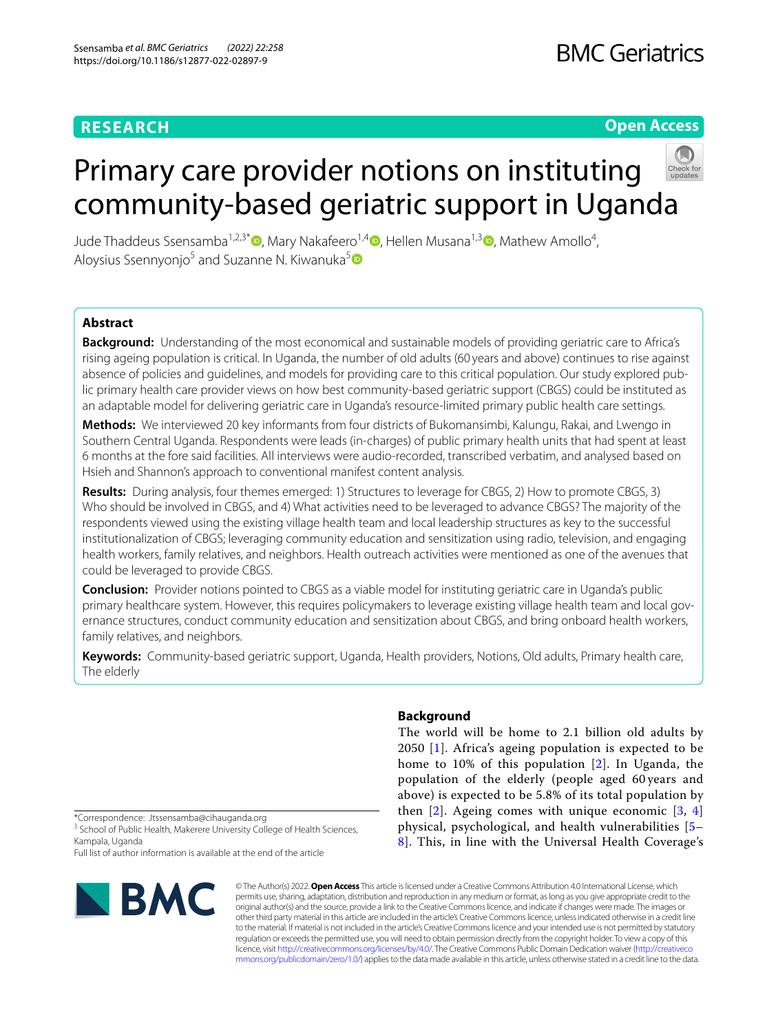# Primary care provider notions on instituting community-based geriatric support in Uganda

Jude Thaddeus Ssensamba[1,2,3*], Mary Nakafeero[1,4], Hellen Musana[1,3], Mathew Amollo[4], Aloysius Ssennyonjo[5] and Suzanne N. Kiwanuka[5]

## Abstract

**Background:** Understanding of the most economical and sustainable models of providing geriatric care to Africa's rising ageing population is critical. In Uganda, the number of old adults (60 years and above) continues to rise against absence of policies and guidelines, and models for providing care to this critical population. Our study explored public primary health care provider views on how best community-based geriatric support (CBGS) could be instituted as an adaptable model for delivering geriatric care in Uganda's resource-limited primary public health care settings.

**Methods:** We interviewed 20 key informants from four districts of Bukomansimbi, Kalungu, Rakai, and Lwengo in Southern Central Uganda. Respondents were leads (in-charges) of public primary health units that had spent at least 6 months at the fore said facilities. All interviews were audio-recorded, transcribed verbatim, and analysed based on Hsieh and Shannon's approach to conventional manifest content analysis.

**Results:** During analysis, four themes emerged: 1) Structures to leverage for CBGS, 2) How to promote CBGS, 3) Who should be involved in CBGS, and 4) What activities need to be leveraged to advance CBGS? The majority of the respondents viewed using the existing village health team and local leadership structures as key to the successful institutionalization of CBGS; leveraging community education and sensitization using radio, television, and engaging health workers, family relatives, and neighbors. Health outreach activities were mentioned as one of the avenues that could be leveraged to provide CBGS.

**Conclusion:** Provider notions pointed to CBGS as a viable model for instituting geriatric care in Uganda's public primary healthcare system. However, this requires policymakers to leverage existing village health team and local governance structures, conduct community education and sensitization about CBGS, and bring onboard health workers, family relatives, and neighbors.

**Keywords:** Community-based geriatric support, Uganda, Health providers, Notions, Old adults, Primary health care, The elderly

*Correspondence: Jtssensamba@cihauganda.org

[3] School of Public Health, Makerere University College of Health Sciences, Kampala, Uganda

Full list of author information is available at the end of the article

## Background

The world will be home to 2.1 billion old adults by 2050 [1]. Africa's ageing population is expected to be home to 10% of this population [2]. In Uganda, the population of the elderly (people aged 60 years and above) is expected to be 5.8% of its total population by then [2]. Ageing comes with unique economic [3, 4] physical, psychological, and health vulnerabilities [5–8]. This, in line with the Universal Health Coverage's

© The Author(s) 2022. **Open Access** This article is licensed under a Creative Commons Attribution 4.0 International License, which permits use, sharing, adaptation, distribution and reproduction in any medium or format, as long as you give appropriate credit to the original author(s) and the source, provide a link to the Creative Commons licence, and indicate if changes were made. The images or other third party material in this article are included in the article's Creative Commons licence, unless indicated otherwise in a credit line to the material. If material is not included in the article's Creative Commons licence and your intended use is not permitted by statutory regulation or exceeds the permitted use, you will need to obtain permission directly from the copyright holder. To view a copy of this licence, visit http://creativecommons.org/licenses/by/4.0/. The Creative Commons Public Domain Dedication waiver (http://creativecommons.org/publicdomain/zero/1.0/) applies to the data made available in this article, unless otherwise stated in a credit line to the data.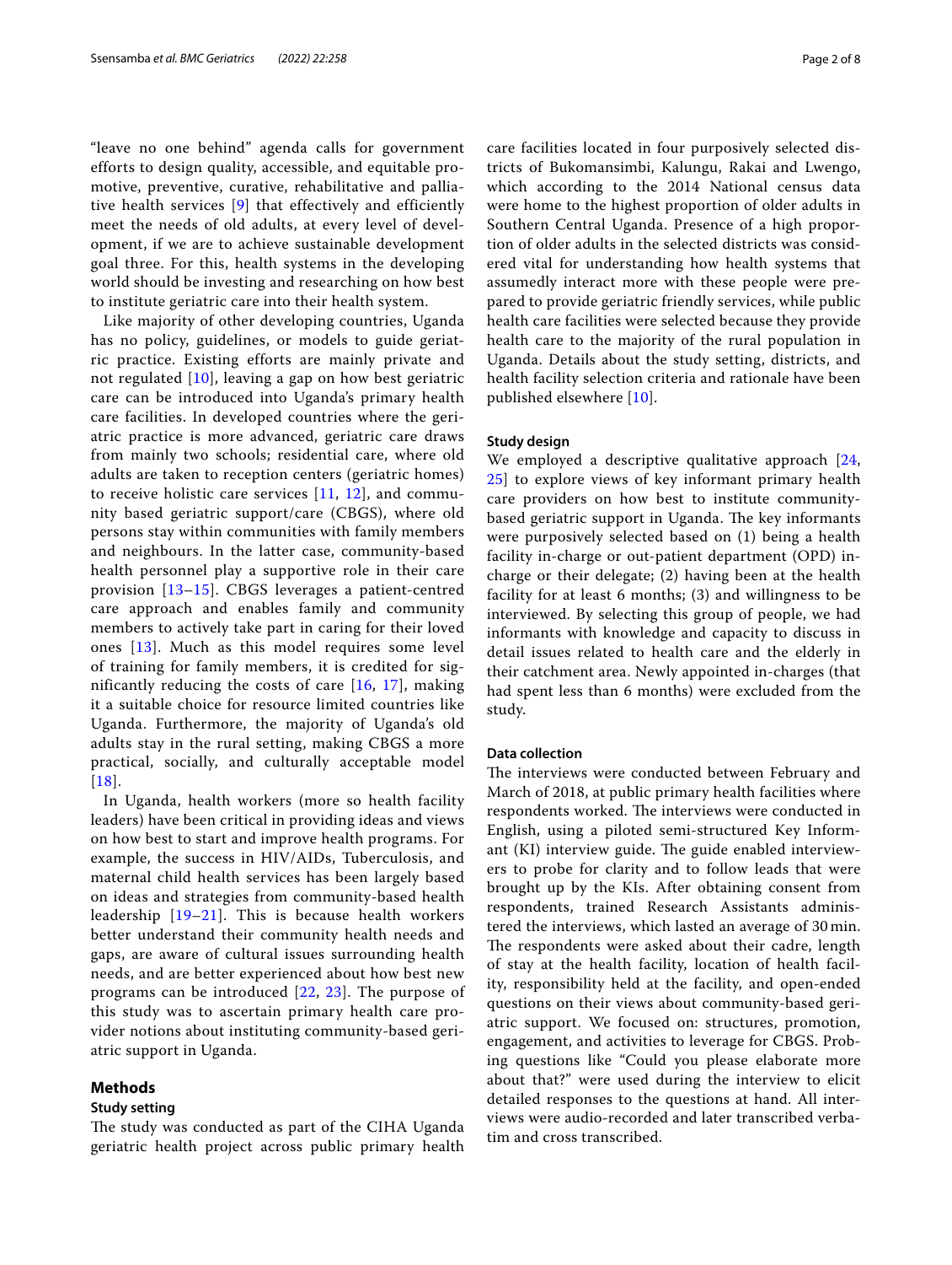"leave no one behind" agenda calls for government efforts to design quality, accessible, and equitable promotive, preventive, curative, rehabilitative and palliative health services [9] that effectively and efficiently meet the needs of old adults, at every level of development, if we are to achieve sustainable development goal three. For this, health systems in the developing world should be investing and researching on how best to institute geriatric care into their health system.

Like majority of other developing countries, Uganda has no policy, guidelines, or models to guide geriatric practice. Existing efforts are mainly private and not regulated [10], leaving a gap on how best geriatric care can be introduced into Uganda's primary health care facilities. In developed countries where the geriatric practice is more advanced, geriatric care draws from mainly two schools; residential care, where old adults are taken to reception centers (geriatric homes) to receive holistic care services [11, 12], and community based geriatric support/care (CBGS), where old persons stay within communities with family members and neighbours. In the latter case, community-based health personnel play a supportive role in their care provision [13–15]. CBGS leverages a patient-centred care approach and enables family and community members to actively take part in caring for their loved ones [13]. Much as this model requires some level of training for family members, it is credited for significantly reducing the costs of care [16, 17], making it a suitable choice for resource limited countries like Uganda. Furthermore, the majority of Uganda's old adults stay in the rural setting, making CBGS a more practical, socially, and culturally acceptable model [18].

In Uganda, health workers (more so health facility leaders) have been critical in providing ideas and views on how best to start and improve health programs. For example, the success in HIV/AIDs, Tuberculosis, and maternal child health services has been largely based on ideas and strategies from community-based health leadership [19–21]. This is because health workers better understand their community health needs and gaps, are aware of cultural issues surrounding health needs, and are better experienced about how best new programs can be introduced [22, 23]. The purpose of this study was to ascertain primary health care provider notions about instituting community-based geriatric support in Uganda.

## Methods

### Study setting

The study was conducted as part of the CIHA Uganda geriatric health project across public primary health care facilities located in four purposively selected districts of Bukomansimbi, Kalungu, Rakai and Lwengo, which according to the 2014 National census data were home to the highest proportion of older adults in Southern Central Uganda. Presence of a high proportion of older adults in the selected districts was considered vital for understanding how health systems that assumedly interact more with these people were prepared to provide geriatric friendly services, while public health care facilities were selected because they provide health care to the majority of the rural population in Uganda. Details about the study setting, districts, and health facility selection criteria and rationale have been published elsewhere [10].

### Study design

We employed a descriptive qualitative approach [24, 25] to explore views of key informant primary health care providers on how best to institute community-based geriatric support in Uganda. The key informants were purposively selected based on (1) being a health facility in-charge or out-patient department (OPD) in-charge or their delegate; (2) having been at the health facility for at least 6 months; (3) and willingness to be interviewed. By selecting this group of people, we had informants with knowledge and capacity to discuss in detail issues related to health care and the elderly in their catchment area. Newly appointed in-charges (that had spent less than 6 months) were excluded from the study.

### Data collection

The interviews were conducted between February and March of 2018, at public primary health facilities where respondents worked. The interviews were conducted in English, using a piloted semi-structured Key Informant (KI) interview guide. The guide enabled interviewers to probe for clarity and to follow leads that were brought up by the KIs. After obtaining consent from respondents, trained Research Assistants administered the interviews, which lasted an average of 30 min. The respondents were asked about their cadre, length of stay at the health facility, location of health facility, responsibility held at the facility, and open-ended questions on their views about community-based geriatric support. We focused on: structures, promotion, engagement, and activities to leverage for CBGS. Probing questions like "Could you please elaborate more about that?" were used during the interview to elicit detailed responses to the questions at hand. All interviews were audio-recorded and later transcribed verbatim and cross transcribed.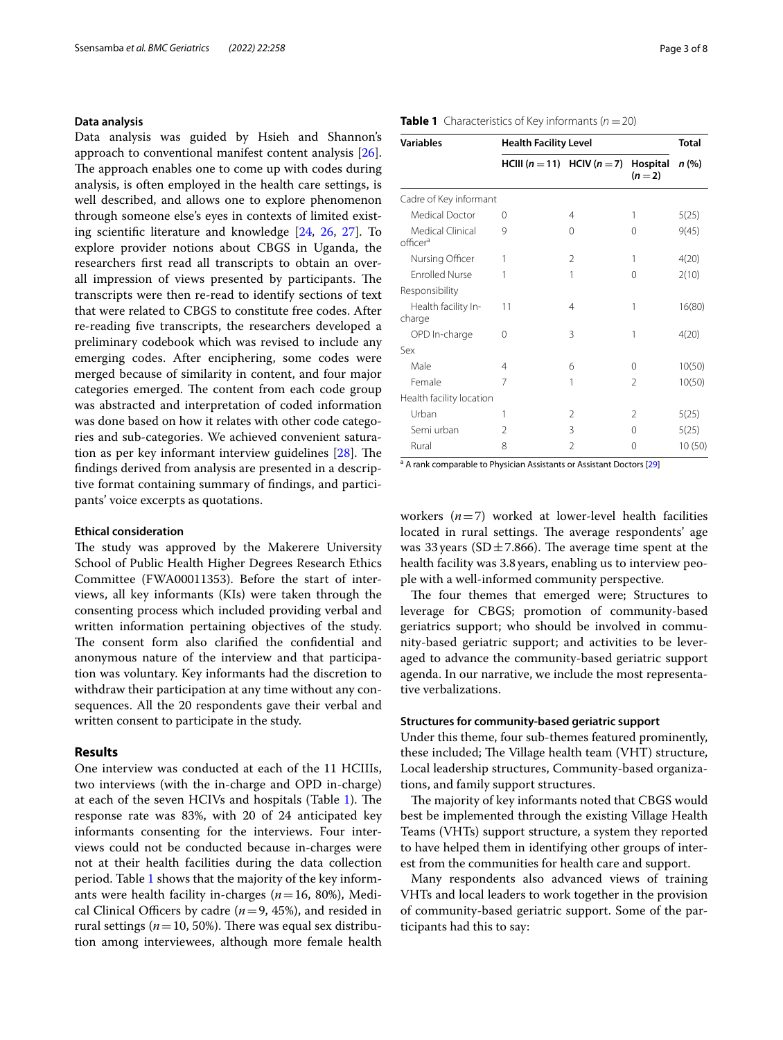### Data analysis

Data analysis was guided by Hsieh and Shannon's approach to conventional manifest content analysis [26]. The approach enables one to come up with codes during analysis, is often employed in the health care settings, is well described, and allows one to explore phenomenon through someone else's eyes in contexts of limited existing scientific literature and knowledge [24, 26, 27]. To explore provider notions about CBGS in Uganda, the researchers first read all transcripts to obtain an overall impression of views presented by participants. The transcripts were then re-read to identify sections of text that were related to CBGS to constitute free codes. After re-reading five transcripts, the researchers developed a preliminary codebook which was revised to include any emerging codes. After enciphering, some codes were merged because of similarity in content, and four major categories emerged. The content from each code group was abstracted and interpretation of coded information was done based on how it relates with other code categories and sub-categories. We achieved convenient saturation as per key informant interview guidelines [28]. The findings derived from analysis are presented in a descriptive format containing summary of findings, and participants' voice excerpts as quotations.

### Ethical consideration

The study was approved by the Makerere University School of Public Health Higher Degrees Research Ethics Committee (FWA00011353). Before the start of interviews, all key informants (KIs) were taken through the consenting process which included providing verbal and written information pertaining objectives of the study. The consent form also clarified the confidential and anonymous nature of the interview and that participation was voluntary. Key informants had the discretion to withdraw their participation at any time without any consequences. All the 20 respondents gave their verbal and written consent to participate in the study.

## Results

One interview was conducted at each of the 11 HCIIIs, two interviews (with the in-charge and OPD in-charge) at each of the seven HCIVs and hospitals (Table 1). The response rate was 83%, with 20 of 24 anticipated key informants consenting for the interviews. Four interviews could not be conducted because in-charges were not at their health facilities during the data collection period. Table 1 shows that the majority of the key informants were health facility in-charges ($n = 16$, 80%), Medical Clinical Officers by cadre ($n = 9$, 45%), and resided in rural settings ($n = 10$, 50%). There was equal sex distribution among interviewees, although more female health workers ($n = 7$) worked at lower-level health facilities located in rural settings. The average respondents' age was 33 years (SD $\pm$ 7.866). The average time spent at the health facility was 3.8 years, enabling us to interview people with a well-informed community perspective.

**Table 1** Characteristics of Key informants ($n = 20$)

| Variables | Health Facility Level | | | Total |
|---|---|---|---|---|
| | HCIII ($n = 11$) | HCIV ($n = 7$) | Hospital ($n = 2$) | n (%) |
| Cadre of Key informant | | | | |
| Medical Doctor | 0 | 4 | 1 | 5(25) |
| Medical Clinical officer[a] | 9 | 0 | 0 | 9(45) |
| Nursing Officer | 1 | 2 | 1 | 4(20) |
| Enrolled Nurse | 1 | 1 | 0 | 2(10) |
| Responsibility | | | | |
| Health facility In-charge | 11 | 4 | 1 | 16(80) |
| OPD In-charge | 0 | 3 | 1 | 4(20) |
| Sex | | | | |
| Male | 4 | 6 | 0 | 10(50) |
| Female | 7 | 1 | 2 | 10(50) |
| Health facility location | | | | |
| Urban | 1 | 2 | 2 | 5(25) |
| Semi urban | 2 | 3 | 0 | 5(25) |
| Rural | 8 | 2 | 0 | 10 (50) |

[a] A rank comparable to Physician Assistants or Assistant Doctors [29]

The four themes that emerged were; Structures to leverage for CBGS; promotion of community-based geriatrics support; who should be involved in community-based geriatric support; and activities to be leveraged to advance the community-based geriatric support agenda. In our narrative, we include the most representative verbalizations.

### Structures for community-based geriatric support

Under this theme, four sub-themes featured prominently, these included; The Village health team (VHT) structure, Local leadership structures, Community-based organizations, and family support structures.

The majority of key informants noted that CBGS would best be implemented through the existing Village Health Teams (VHTs) support structure, a system they reported to have helped them in identifying other groups of interest from the communities for health care and support.

Many respondents also advanced views of training VHTs and local leaders to work together in the provision of community-based geriatric support. Some of the participants had this to say: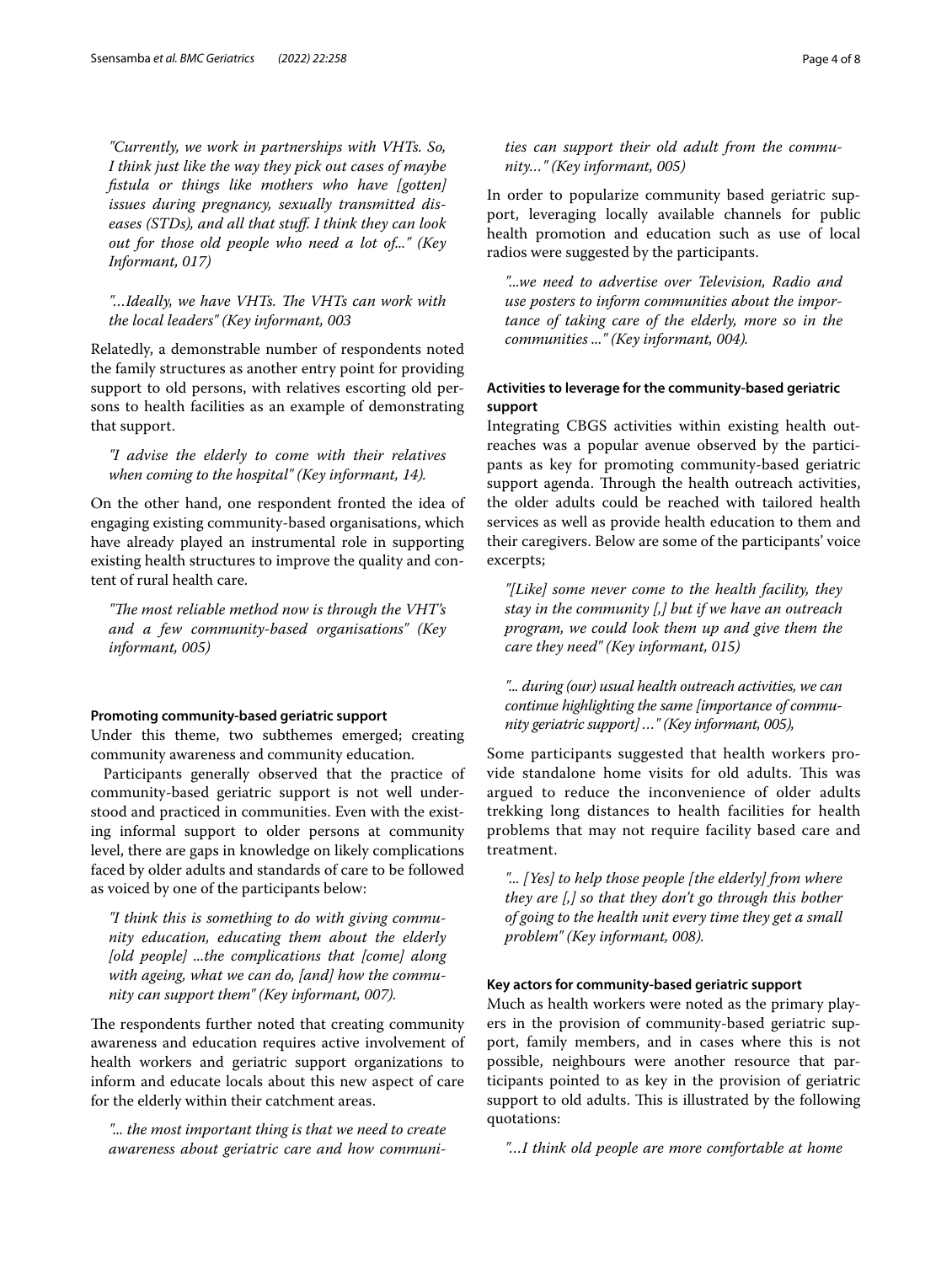*"Currently, we work in partnerships with VHTs. So, I think just like the way they pick out cases of maybe fistula or things like mothers who have [gotten] issues during pregnancy, sexually transmitted diseases (STDs), and all that stuff. I think they can look out for those old people who need a lot of..." (Key Informant, 017)*

*"…Ideally, we have VHTs. The VHTs can work with the local leaders" (Key informant, 003*

Relatedly, a demonstrable number of respondents noted the family structures as another entry point for providing support to old persons, with relatives escorting old persons to health facilities as an example of demonstrating that support.

*"I advise the elderly to come with their relatives when coming to the hospital" (Key informant, 14).*

On the other hand, one respondent fronted the idea of engaging existing community-based organisations, which have already played an instrumental role in supporting existing health structures to improve the quality and content of rural health care.

*"The most reliable method now is through the VHT's and a few community-based organisations" (Key informant, 005)*

#### Promoting community-based geriatric support

Under this theme, two subthemes emerged; creating community awareness and community education.

Participants generally observed that the practice of community-based geriatric support is not well understood and practiced in communities. Even with the existing informal support to older persons at community level, there are gaps in knowledge on likely complications faced by older adults and standards of care to be followed as voiced by one of the participants below:

*"I think this is something to do with giving community education, educating them about the elderly [old people] ...the complications that [come] along with ageing, what we can do, [and] how the community can support them" (Key informant, 007).*

The respondents further noted that creating community awareness and education requires active involvement of health workers and geriatric support organizations to inform and educate locals about this new aspect of care for the elderly within their catchment areas.

*"... the most important thing is that we need to create awareness about geriatric care and how communities can support their old adult from the community…" (Key informant, 005)*

In order to popularize community based geriatric support, leveraging locally available channels for public health promotion and education such as use of local radios were suggested by the participants.

*"...we need to advertise over Television, Radio and use posters to inform communities about the importance of taking care of the elderly, more so in the communities ..." (Key informant, 004).*

#### Activities to leverage for the community-based geriatric support

Integrating CBGS activities within existing health outreaches was a popular avenue observed by the participants as key for promoting community-based geriatric support agenda. Through the health outreach activities, the older adults could be reached with tailored health services as well as provide health education to them and their caregivers. Below are some of the participants' voice excerpts;

*"[Like] some never come to the health facility, they stay in the community [,] but if we have an outreach program, we could look them up and give them the care they need" (Key informant, 015)*

*"... during (our) usual health outreach activities, we can continue highlighting the same [importance of community geriatric support] …" (Key informant, 005),*

Some participants suggested that health workers provide standalone home visits for old adults. This was argued to reduce the inconvenience of older adults trekking long distances to health facilities for health problems that may not require facility based care and treatment.

*"... [Yes] to help those people [the elderly] from where they are [,] so that they don't go through this bother of going to the health unit every time they get a small problem" (Key informant, 008).*

#### Key actors for community-based geriatric support

Much as health workers were noted as the primary players in the provision of community-based geriatric support, family members, and in cases where this is not possible, neighbours were another resource that participants pointed to as key in the provision of geriatric support to old adults. This is illustrated by the following quotations:

*"…I think old people are more comfortable at home*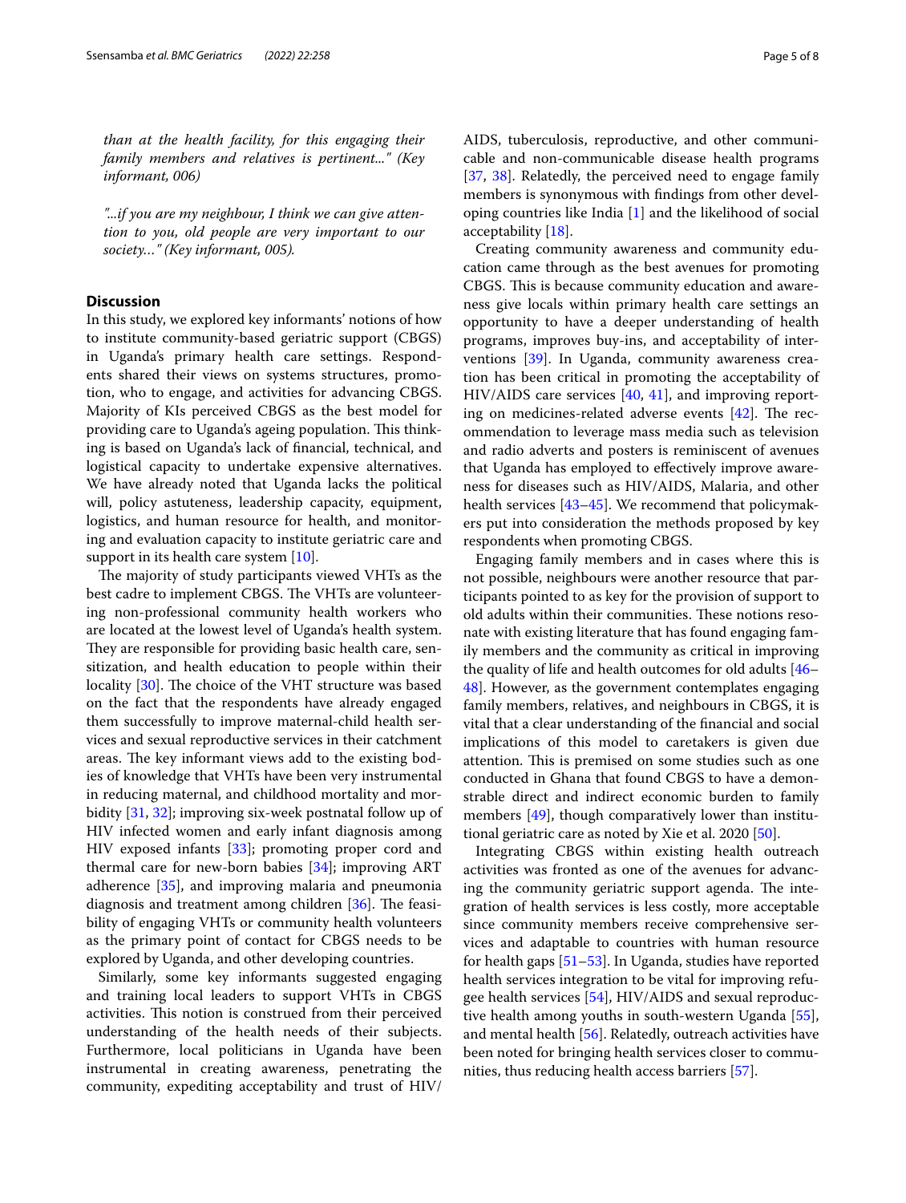*than at the health facility, for this engaging their family members and relatives is pertinent..." (Key informant, 006)*

*"...if you are my neighbour, I think we can give attention to you, old people are very important to our society…" (Key informant, 005).*

## Discussion

In this study, we explored key informants' notions of how to institute community-based geriatric support (CBGS) in Uganda's primary health care settings. Respondents shared their views on systems structures, promotion, who to engage, and activities for advancing CBGS. Majority of KIs perceived CBGS as the best model for providing care to Uganda's ageing population. This thinking is based on Uganda's lack of financial, technical, and logistical capacity to undertake expensive alternatives. We have already noted that Uganda lacks the political will, policy astuteness, leadership capacity, equipment, logistics, and human resource for health, and monitoring and evaluation capacity to institute geriatric care and support in its health care system [10].

The majority of study participants viewed VHTs as the best cadre to implement CBGS. The VHTs are volunteering non-professional community health workers who are located at the lowest level of Uganda's health system. They are responsible for providing basic health care, sensitization, and health education to people within their locality [30]. The choice of the VHT structure was based on the fact that the respondents have already engaged them successfully to improve maternal-child health services and sexual reproductive services in their catchment areas. The key informant views add to the existing bodies of knowledge that VHTs have been very instrumental in reducing maternal, and childhood mortality and morbidity [31, 32]; improving six-week postnatal follow up of HIV infected women and early infant diagnosis among HIV exposed infants [33]; promoting proper cord and thermal care for new-born babies [34]; improving ART adherence [35], and improving malaria and pneumonia diagnosis and treatment among children [36]. The feasibility of engaging VHTs or community health volunteers as the primary point of contact for CBGS needs to be explored by Uganda, and other developing countries.

Similarly, some key informants suggested engaging and training local leaders to support VHTs in CBGS activities. This notion is construed from their perceived understanding of the health needs of their subjects. Furthermore, local politicians in Uganda have been instrumental in creating awareness, penetrating the community, expediting acceptability and trust of HIV/AIDS, tuberculosis, reproductive, and other communicable and non-communicable disease health programs [37, 38]. Relatedly, the perceived need to engage family members is synonymous with findings from other developing countries like India [1] and the likelihood of social acceptability [18].

Creating community awareness and community education came through as the best avenues for promoting CBGS. This is because community education and awareness give locals within primary health care settings an opportunity to have a deeper understanding of health programs, improves buy-ins, and acceptability of interventions [39]. In Uganda, community awareness creation has been critical in promoting the acceptability of HIV/AIDS care services [40, 41], and improving reporting on medicines-related adverse events [42]. The recommendation to leverage mass media such as television and radio adverts and posters is reminiscent of avenues that Uganda has employed to effectively improve awareness for diseases such as HIV/AIDS, Malaria, and other health services [43–45]. We recommend that policymakers put into consideration the methods proposed by key respondents when promoting CBGS.

Engaging family members and in cases where this is not possible, neighbours were another resource that participants pointed to as key for the provision of support to old adults within their communities. These notions resonate with existing literature that has found engaging family members and the community as critical in improving the quality of life and health outcomes for old adults [46–48]. However, as the government contemplates engaging family members, relatives, and neighbours in CBGS, it is vital that a clear understanding of the financial and social implications of this model to caretakers is given due attention. This is premised on some studies such as one conducted in Ghana that found CBGS to have a demonstrable direct and indirect economic burden to family members [49], though comparatively lower than institutional geriatric care as noted by Xie et al. 2020 [50].

Integrating CBGS within existing health outreach activities was fronted as one of the avenues for advancing the community geriatric support agenda. The integration of health services is less costly, more acceptable since community members receive comprehensive services and adaptable to countries with human resource for health gaps [51–53]. In Uganda, studies have reported health services integration to be vital for improving refugee health services [54], HIV/AIDS and sexual reproductive health among youths in south-western Uganda [55], and mental health [56]. Relatedly, outreach activities have been noted for bringing health services closer to communities, thus reducing health access barriers [57].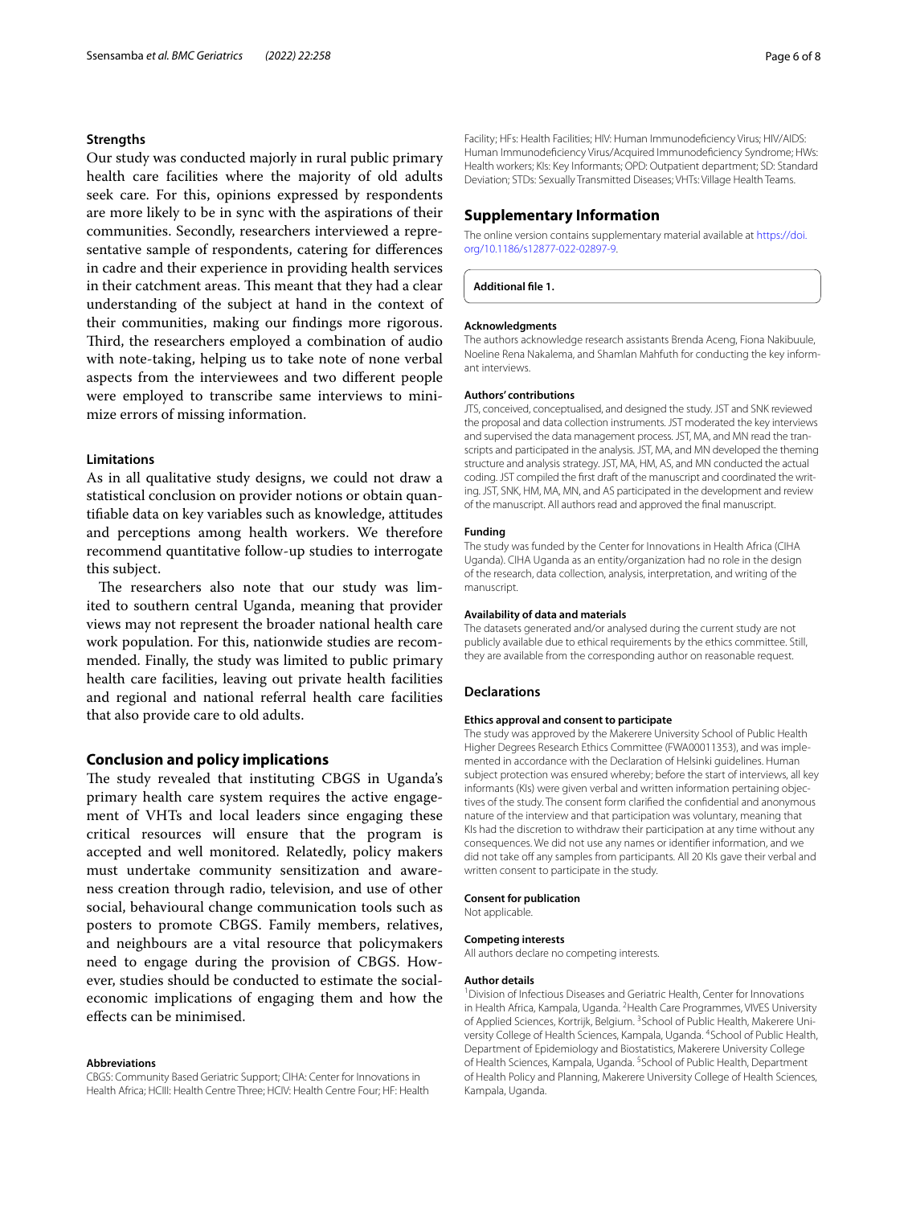### Strengths

Our study was conducted majorly in rural public primary health care facilities where the majority of old adults seek care. For this, opinions expressed by respondents are more likely to be in sync with the aspirations of their communities. Secondly, researchers interviewed a representative sample of respondents, catering for differences in cadre and their experience in providing health services in their catchment areas. This meant that they had a clear understanding of the subject at hand in the context of their communities, making our findings more rigorous. Third, the researchers employed a combination of audio with note-taking, helping us to take note of none verbal aspects from the interviewees and two different people were employed to transcribe same interviews to minimize errors of missing information.

### Limitations

As in all qualitative study designs, we could not draw a statistical conclusion on provider notions or obtain quantifiable data on key variables such as knowledge, attitudes and perceptions among health workers. We therefore recommend quantitative follow-up studies to interrogate this subject.

The researchers also note that our study was limited to southern central Uganda, meaning that provider views may not represent the broader national health care work population. For this, nationwide studies are recommended. Finally, the study was limited to public primary health care facilities, leaving out private health facilities and regional and national referral health care facilities that also provide care to old adults.

## Conclusion and policy implications

The study revealed that instituting CBGS in Uganda's primary health care system requires the active engagement of VHTs and local leaders since engaging these critical resources will ensure that the program is accepted and well monitored. Relatedly, policy makers must undertake community sensitization and awareness creation through radio, television, and use of other social, behavioural change communication tools such as posters to promote CBGS. Family members, relatives, and neighbours are a vital resource that policymakers need to engage during the provision of CBGS. However, studies should be conducted to estimate the social-economic implications of engaging them and how the effects can be minimised.

#### Abbreviations

CBGS: Community Based Geriatric Support; CIHA: Center for Innovations in Health Africa; HCIII: Health Centre Three; HCIV: Health Centre Four; HF: Health Facility; HFs: Health Facilities; HIV: Human Immunodeficiency Virus; HIV/AIDS: Human Immunodeficiency Virus/Acquired Immunodeficiency Syndrome; HWs: Health workers; KIs: Key Informants; OPD: Outpatient department; SD: Standard Deviation; STDs: Sexually Transmitted Diseases; VHTs: Village Health Teams.

## Supplementary Information

The online version contains supplementary material available at https://doi.org/10.1186/s12877-022-02897-9.

**Additional file 1.**

#### Acknowledgments

The authors acknowledge research assistants Brenda Aceng, Fiona Nakibuule, Noeline Rena Nakalema, and Shamlan Mahfuth for conducting the key informant interviews.

#### Authors' contributions

JTS, conceived, conceptualised, and designed the study. JST and SNK reviewed the proposal and data collection instruments. JST moderated the key interviews and supervised the data management process. JST, MA, and MN read the transcripts and participated in the analysis. JST, MA, and MN developed the theming structure and analysis strategy. JST, MA, HM, AS, and MN conducted the actual coding. JST compiled the first draft of the manuscript and coordinated the writing. JST, SNK, HM, MA, MN, and AS participated in the development and review of the manuscript. All authors read and approved the final manuscript.

#### Funding

The study was funded by the Center for Innovations in Health Africa (CIHA Uganda). CIHA Uganda as an entity/organization had no role in the design of the research, data collection, analysis, interpretation, and writing of the manuscript.

#### Availability of data and materials

The datasets generated and/or analysed during the current study are not publicly available due to ethical requirements by the ethics committee. Still, they are available from the corresponding author on reasonable request.

## Declarations

#### Ethics approval and consent to participate

The study was approved by the Makerere University School of Public Health Higher Degrees Research Ethics Committee (FWA00011353), and was implemented in accordance with the Declaration of Helsinki guidelines. Human subject protection was ensured whereby; before the start of interviews, all key informants (KIs) were given verbal and written information pertaining objectives of the study. The consent form clarified the confidential and anonymous nature of the interview and that participation was voluntary, meaning that KIs had the discretion to withdraw their participation at any time without any consequences. We did not use any names or identifier information, and we did not take off any samples from participants. All 20 KIs gave their verbal and written consent to participate in the study.

#### Consent for publication

Not applicable.

#### Competing interests

All authors declare no competing interests.

#### Author details

[1]Division of Infectious Diseases and Geriatric Health, Center for Innovations in Health Africa, Kampala, Uganda. [2]Health Care Programmes, VIVES University of Applied Sciences, Kortrijk, Belgium. [3]School of Public Health, Makerere University College of Health Sciences, Kampala, Uganda. [4]School of Public Health, Department of Epidemiology and Biostatistics, Makerere University College of Health Sciences, Kampala, Uganda. [5]School of Public Health, Department of Health Policy and Planning, Makerere University College of Health Sciences, Kampala, Uganda.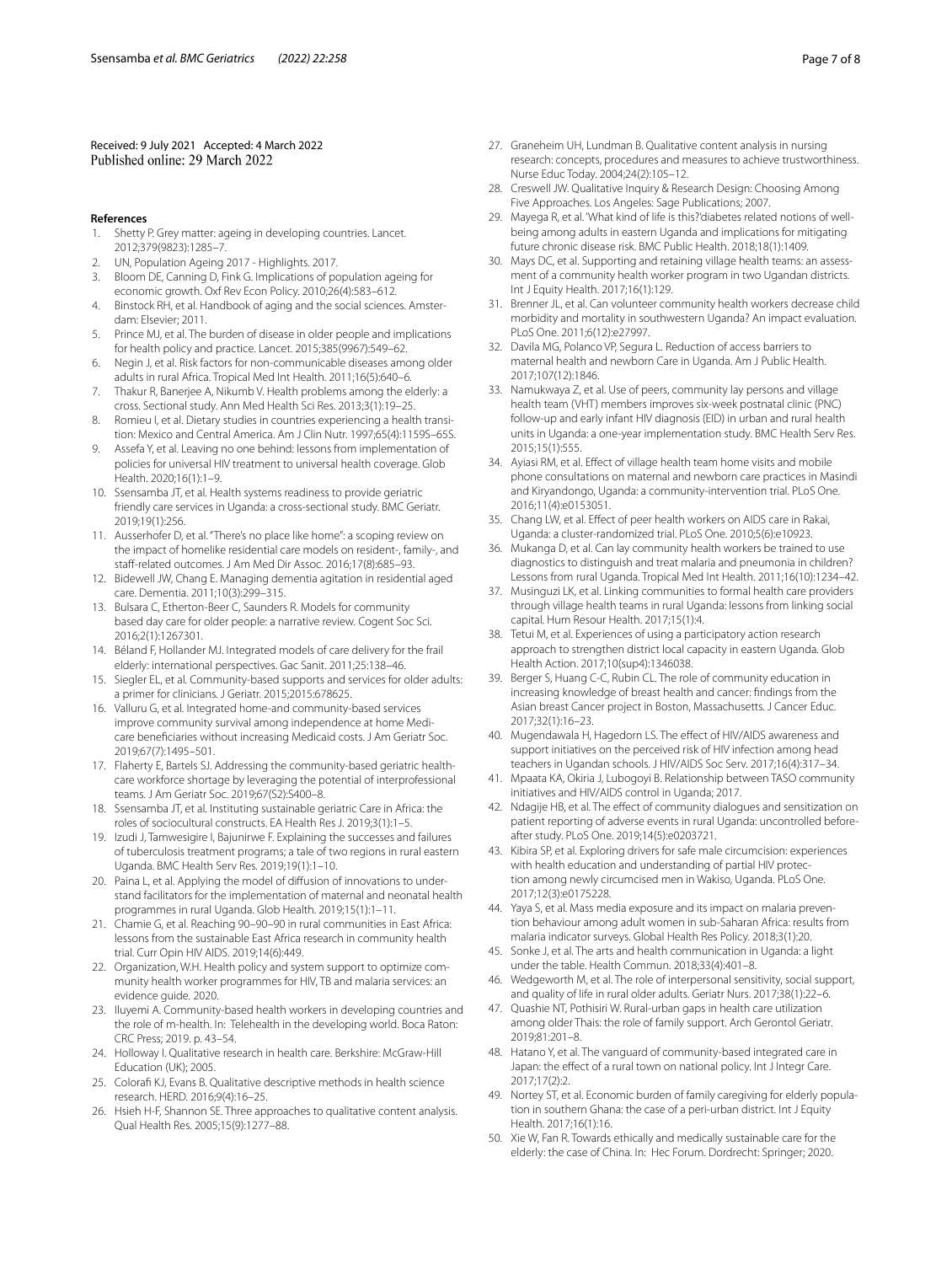Received: 9 July 2021 Accepted: 4 March 2022
Published online: 29 March 2022

## References

1. Shetty P. Grey matter: ageing in developing countries. Lancet. 2012;379(9823):1285–7.
2. UN, Population Ageing 2017 - Highlights. 2017.
3. Bloom DE, Canning D, Fink G. Implications of population ageing for economic growth. Oxf Rev Econ Policy. 2010;26(4):583–612.
4. Binstock RH, et al. Handbook of aging and the social sciences. Amsterdam: Elsevier; 2011.
5. Prince MJ, et al. The burden of disease in older people and implications for health policy and practice. Lancet. 2015;385(9967):549–62.
6. Negin J, et al. Risk factors for non-communicable diseases among older adults in rural Africa. Tropical Med Int Health. 2011;16(5):640–6.
7. Thakur R, Banerjee A, Nikumb V. Health problems among the elderly: a cross. Sectional study. Ann Med Health Sci Res. 2013;3(1):19–25.
8. Romieu I, et al. Dietary studies in countries experiencing a health transition: Mexico and Central America. Am J Clin Nutr. 1997;65(4):1159S–65S.
9. Assefa Y, et al. Leaving no one behind: lessons from implementation of policies for universal HIV treatment to universal health coverage. Glob Health. 2020;16(1):1–9.
10. Ssensamba JT, et al. Health systems readiness to provide geriatric friendly care services in Uganda: a cross-sectional study. BMC Geriatr. 2019;19(1):256.
11. Ausserhofer D, et al. "There's no place like home": a scoping review on the impact of homelike residential care models on resident-, family-, and staff-related outcomes. J Am Med Dir Assoc. 2016;17(8):685–93.
12. Bidewell JW, Chang E. Managing dementia agitation in residential aged care. Dementia. 2011;10(3):299–315.
13. Bulsara C, Etherton-Beer C, Saunders R. Models for community based day care for older people: a narrative review. Cogent Soc Sci. 2016;2(1):1267301.
14. Béland F, Hollander MJ. Integrated models of care delivery for the frail elderly: international perspectives. Gac Sanit. 2011;25:138–46.
15. Siegler EL, et al. Community-based supports and services for older adults: a primer for clinicians. J Geriatr. 2015;2015:678625.
16. Valluru G, et al. Integrated home-and community-based services improve community survival among independence at home Medicare beneficiaries without increasing Medicaid costs. J Am Geriatr Soc. 2019;67(7):1495–501.
17. Flaherty E, Bartels SJ. Addressing the community-based geriatric healthcare workforce shortage by leveraging the potential of interprofessional teams. J Am Geriatr Soc. 2019;67(S2):S400–8.
18. Ssensamba JT, et al. Instituting sustainable geriatric Care in Africa: the roles of sociocultural constructs. EA Health Res J. 2019;3(1):1–5.
19. Izudi J, Tamwesigire I, Bajunirwe F. Explaining the successes and failures of tuberculosis treatment programs; a tale of two regions in rural eastern Uganda. BMC Health Serv Res. 2019;19(1):1–10.
20. Paina L, et al. Applying the model of diffusion of innovations to understand facilitators for the implementation of maternal and neonatal health programmes in rural Uganda. Glob Health. 2019;15(1):1–11.
21. Chamie G, et al. Reaching 90–90–90 in rural communities in East Africa: lessons from the sustainable East Africa research in community health trial. Curr Opin HIV AIDS. 2019;14(6):449.
22. Organization, W.H. Health policy and system support to optimize community health worker programmes for HIV, TB and malaria services: an evidence guide. 2020.
23. Iluyemi A. Community-based health workers in developing countries and the role of m-health. In: Telehealth in the developing world. Boca Raton: CRC Press; 2019. p. 43–54.
24. Holloway I. Qualitative research in health care. Berkshire: McGraw-Hill Education (UK); 2005.
25. Colorafi KJ, Evans B. Qualitative descriptive methods in health science research. HERD. 2016;9(4):16–25.
26. Hsieh H-F, Shannon SE. Three approaches to qualitative content analysis. Qual Health Res. 2005;15(9):1277–88.
27. Graneheim UH, Lundman B. Qualitative content analysis in nursing research: concepts, procedures and measures to achieve trustworthiness. Nurse Educ Today. 2004;24(2):105–12.
28. Creswell JW. Qualitative Inquiry & Research Design: Choosing Among Five Approaches. Los Angeles: Sage Publications; 2007.
29. Mayega R, et al. 'What kind of life is this?'diabetes related notions of wellbeing among adults in eastern Uganda and implications for mitigating future chronic disease risk. BMC Public Health. 2018;18(1):1409.
30. Mays DC, et al. Supporting and retaining village health teams: an assessment of a community health worker program in two Ugandan districts. Int J Equity Health. 2017;16(1):129.
31. Brenner JL, et al. Can volunteer community health workers decrease child morbidity and mortality in southwestern Uganda? An impact evaluation. PLoS One. 2011;6(12):e27997.
32. Davila MG, Polanco VP, Segura L. Reduction of access barriers to maternal health and newborn Care in Uganda. Am J Public Health. 2017;107(12):1846.
33. Namukwaya Z, et al. Use of peers, community lay persons and village health team (VHT) members improves six-week postnatal clinic (PNC) follow-up and early infant HIV diagnosis (EID) in urban and rural health units in Uganda: a one-year implementation study. BMC Health Serv Res. 2015;15(1):555.
34. Ayiasi RM, et al. Effect of village health team home visits and mobile phone consultations on maternal and newborn care practices in Masindi and Kiryandongo, Uganda: a community-intervention trial. PLoS One. 2016;11(4):e0153051.
35. Chang LW, et al. Effect of peer health workers on AIDS care in Rakai, Uganda: a cluster-randomized trial. PLoS One. 2010;5(6):e10923.
36. Mukanga D, et al. Can lay community health workers be trained to use diagnostics to distinguish and treat malaria and pneumonia in children? Lessons from rural Uganda. Tropical Med Int Health. 2011;16(10):1234–42.
37. Musinguzi LK, et al. Linking communities to formal health care providers through village health teams in rural Uganda: lessons from linking social capital. Hum Resour Health. 2017;15(1):4.
38. Tetui M, et al. Experiences of using a participatory action research approach to strengthen district local capacity in eastern Uganda. Glob Health Action. 2017;10(sup4):1346038.
39. Berger S, Huang C-C, Rubin CL. The role of community education in increasing knowledge of breast health and cancer: findings from the Asian breast Cancer project in Boston, Massachusetts. J Cancer Educ. 2017;32(1):16–23.
40. Mugendawala H, Hagedorn LS. The effect of HIV/AIDS awareness and support initiatives on the perceived risk of HIV infection among head teachers in Ugandan schools. J HIV/AIDS Soc Serv. 2017;16(4):317–34.
41. Mpaata KA, Okiria J, Lubogoyi B. Relationship between TASO community initiatives and HIV/AIDS control in Uganda; 2017.
42. Ndagije HB, et al. The effect of community dialogues and sensitization on patient reporting of adverse events in rural Uganda: uncontrolled before-after study. PLoS One. 2019;14(5):e0203721.
43. Kibira SP, et al. Exploring drivers for safe male circumcision: experiences with health education and understanding of partial HIV protection among newly circumcised men in Wakiso, Uganda. PLoS One. 2017;12(3):e0175228.
44. Yaya S, et al. Mass media exposure and its impact on malaria prevention behaviour among adult women in sub-Saharan Africa: results from malaria indicator surveys. Global Health Res Policy. 2018;3(1):20.
45. Sonke J, et al. The arts and health communication in Uganda: a light under the table. Health Commun. 2018;33(4):401–8.
46. Wedgeworth M, et al. The role of interpersonal sensitivity, social support, and quality of life in rural older adults. Geriatr Nurs. 2017;38(1):22–6.
47. Quashie NT, Pothisiri W. Rural-urban gaps in health care utilization among older Thais: the role of family support. Arch Gerontol Geriatr. 2019;81:201–8.
48. Hatano Y, et al. The vanguard of community-based integrated care in Japan: the effect of a rural town on national policy. Int J Integr Care. 2017;17(2):2.
49. Nortey ST, et al. Economic burden of family caregiving for elderly population in southern Ghana: the case of a peri-urban district. Int J Equity Health. 2017;16(1):16.
50. Xie W, Fan R. Towards ethically and medically sustainable care for the elderly: the case of China. In: Hec Forum. Dordrecht: Springer; 2020.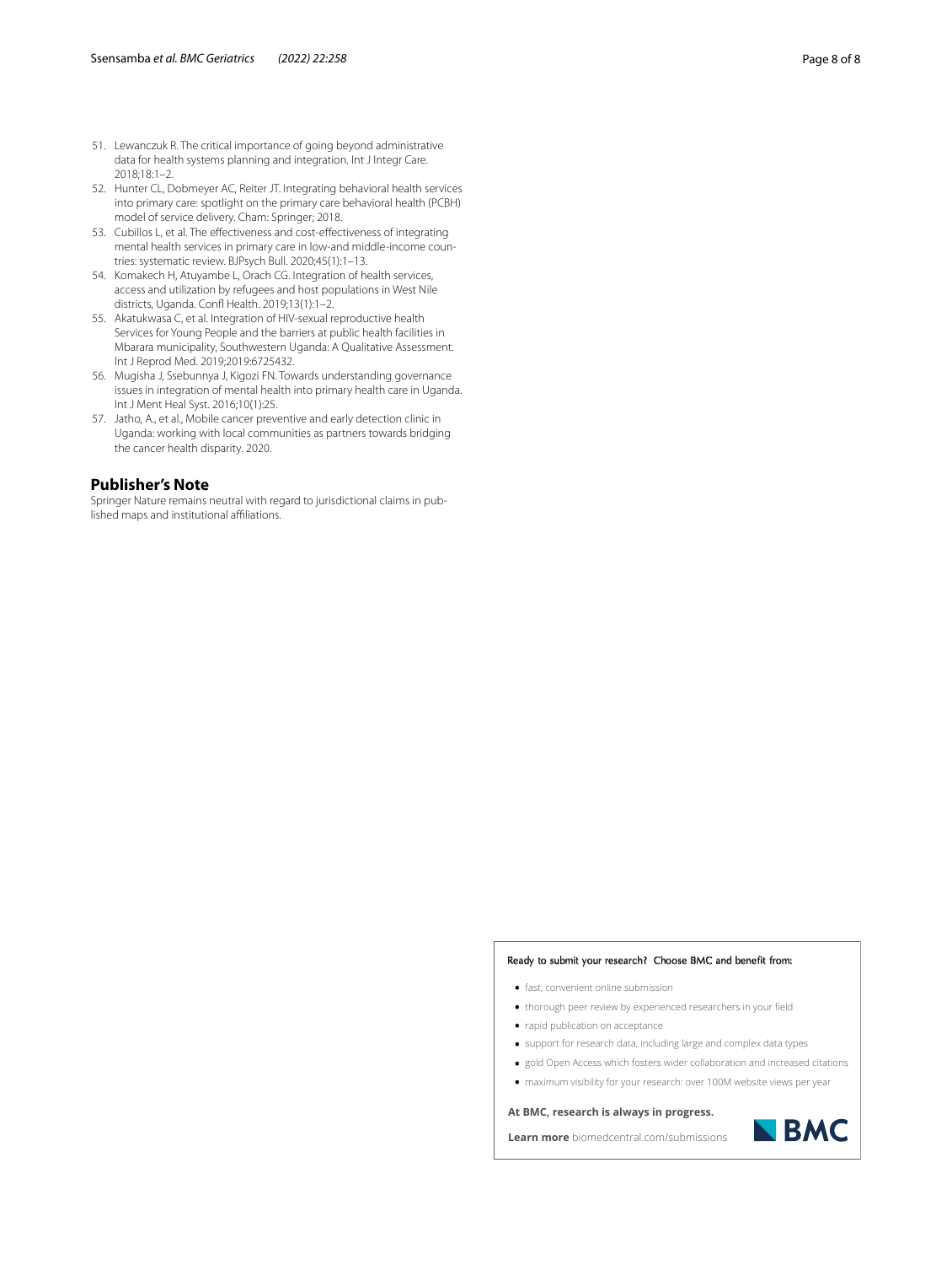51. Lewanczuk R. The critical importance of going beyond administrative data for health systems planning and integration. Int J Integr Care. 2018;18:1–2.
52. Hunter CL, Dobmeyer AC, Reiter JT. Integrating behavioral health services into primary care: spotlight on the primary care behavioral health (PCBH) model of service delivery. Cham: Springer; 2018.
53. Cubillos L, et al. The effectiveness and cost-effectiveness of integrating mental health services in primary care in low-and middle-income countries: systematic review. BJPsych Bull. 2020;45(1):1–13.
54. Komakech H, Atuyambe L, Orach CG. Integration of health services, access and utilization by refugees and host populations in West Nile districts, Uganda. Confl Health. 2019;13(1):1–2.
55. Akatukwasa C, et al. Integration of HIV-sexual reproductive health Services for Young People and the barriers at public health facilities in Mbarara municipality, Southwestern Uganda: A Qualitative Assessment. Int J Reprod Med. 2019;2019:6725432.
56. Mugisha J, Ssebunnya J, Kigozi FN. Towards understanding governance issues in integration of mental health into primary health care in Uganda. Int J Ment Heal Syst. 2016;10(1):25.
57. Jatho, A., et al., Mobile cancer preventive and early detection clinic in Uganda: working with local communities as partners towards bridging the cancer health disparity. 2020.

## Publisher's Note

Springer Nature remains neutral with regard to jurisdictional claims in published maps and institutional affiliations.

Ready to submit your research? Choose BMC and benefit from:

- fast, convenient online submission
- thorough peer review by experienced researchers in your field
- rapid publication on acceptance
- support for research data, including large and complex data types
- gold Open Access which fosters wider collaboration and increased citations
- maximum visibility for your research: over 100M website views per year

**At BMC, research is always in progress.**

**Learn more** biomedcentral.com/submissions

BMC